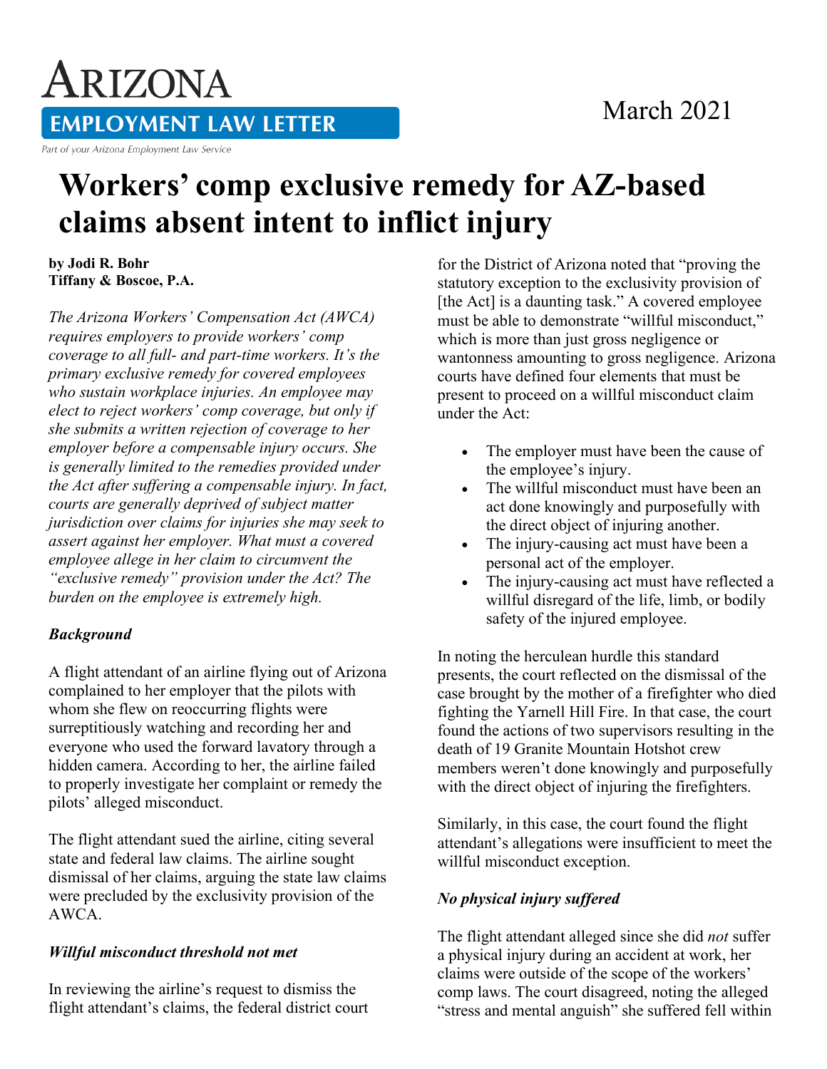# Arizona Employment Law Letter

Part of your Arizona Employment Law Service

March 2021

# Workers' comp exclusive remedy for AZ-based claims absent intent to inflict injury

**by Jodi R. Bohr**
**Tiffany & Boscoe, P.A.**

*The Arizona Workers' Compensation Act (AWCA) requires employers to provide workers' comp coverage to all full- and part-time workers. It's the primary exclusive remedy for covered employees who sustain workplace injuries. An employee may elect to reject workers' comp coverage, but only if she submits a written rejection of coverage to her employer before a compensable injury occurs. She is generally limited to the remedies provided under the Act after suffering a compensable injury. In fact, courts are generally deprived of subject matter jurisdiction over claims for injuries she may seek to assert against her employer. What must a covered employee allege in her claim to circumvent the "exclusive remedy" provision under the Act? The burden on the employee is extremely high.*

### *Background*

A flight attendant of an airline flying out of Arizona complained to her employer that the pilots with whom she flew on reoccurring flights were surreptitiously watching and recording her and everyone who used the forward lavatory through a hidden camera. According to her, the airline failed to properly investigate her complaint or remedy the pilots' alleged misconduct.

The flight attendant sued the airline, citing several state and federal law claims. The airline sought dismissal of her claims, arguing the state law claims were precluded by the exclusivity provision of the AWCA.

### *Willful misconduct threshold not met*

In reviewing the airline's request to dismiss the flight attendant's claims, the federal district court for the District of Arizona noted that "proving the statutory exception to the exclusivity provision of [the Act] is a daunting task." A covered employee must be able to demonstrate "willful misconduct," which is more than just gross negligence or wantonness amounting to gross negligence. Arizona courts have defined four elements that must be present to proceed on a willful misconduct claim under the Act:

- The employer must have been the cause of the employee's injury.
- The willful misconduct must have been an act done knowingly and purposefully with the direct object of injuring another.
- The injury-causing act must have been a personal act of the employer.
- The injury-causing act must have reflected a willful disregard of the life, limb, or bodily safety of the injured employee.

In noting the herculean hurdle this standard presents, the court reflected on the dismissal of the case brought by the mother of a firefighter who died fighting the Yarnell Hill Fire. In that case, the court found the actions of two supervisors resulting in the death of 19 Granite Mountain Hotshot crew members weren't done knowingly and purposefully with the direct object of injuring the firefighters.

Similarly, in this case, the court found the flight attendant's allegations were insufficient to meet the willful misconduct exception.

### *No physical injury suffered*

The flight attendant alleged since she did *not* suffer a physical injury during an accident at work, her claims were outside of the scope of the workers' comp laws. The court disagreed, noting the alleged "stress and mental anguish" she suffered fell within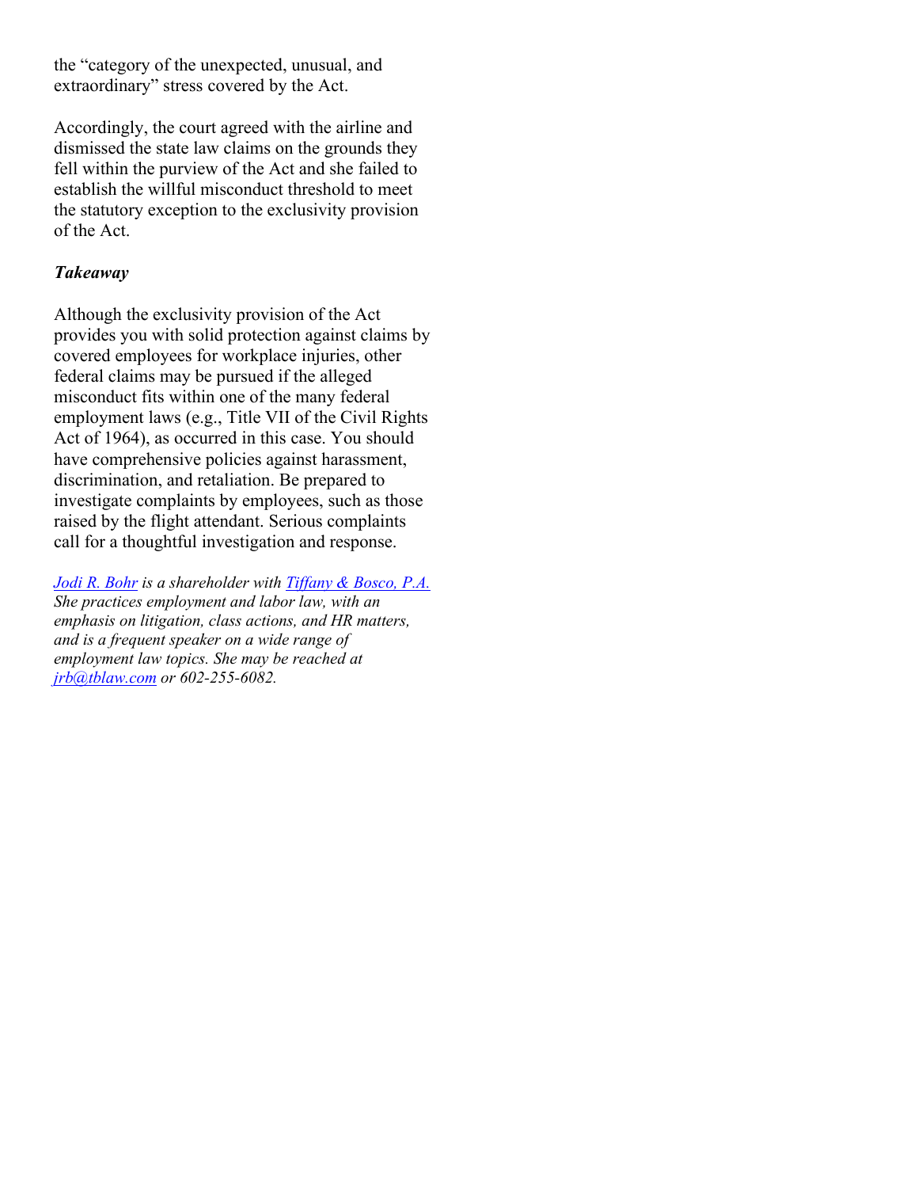the "category of the unexpected, unusual, and extraordinary" stress covered by the Act.

Accordingly, the court agreed with the airline and dismissed the state law claims on the grounds they fell within the purview of the Act and she failed to establish the willful misconduct threshold to meet the statutory exception to the exclusivity provision of the Act.

***Takeaway***

Although the exclusivity provision of the Act provides you with solid protection against claims by covered employees for workplace injuries, other federal claims may be pursued if the alleged misconduct fits within one of the many federal employment laws (e.g., Title VII of the Civil Rights Act of 1964), as occurred in this case. You should have comprehensive policies against harassment, discrimination, and retaliation. Be prepared to investigate complaints by employees, such as those raised by the flight attendant. Serious complaints call for a thoughtful investigation and response.

*Jodi R. Bohr is a shareholder with Tiffany & Bosco, P.A. She practices employment and labor law, with an emphasis on litigation, class actions, and HR matters, and is a frequent speaker on a wide range of employment law topics. She may be reached at jrb@tblaw.com or 602-255-6082.*